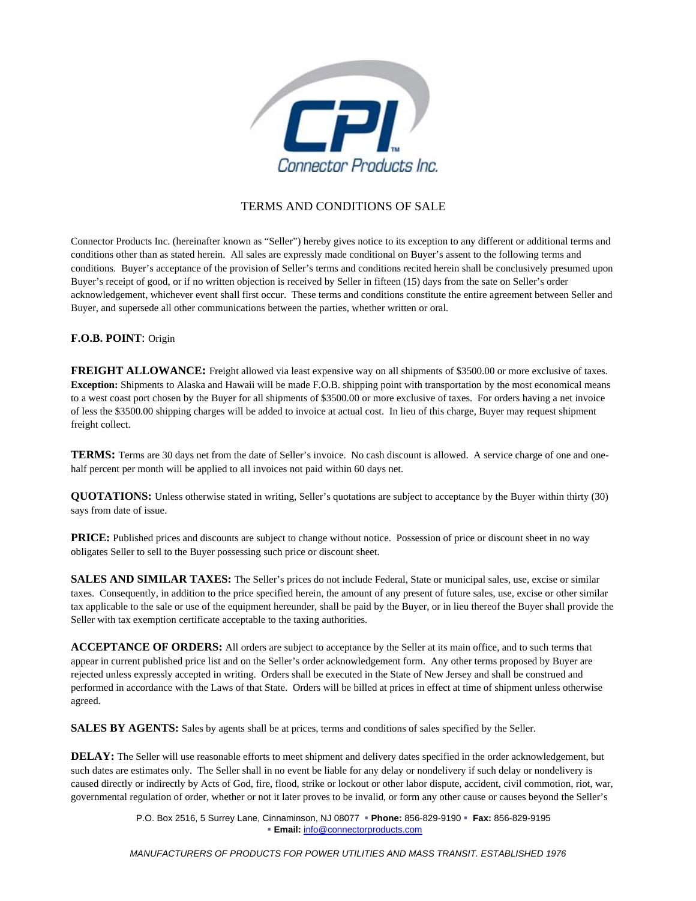# TERMS AND CONDITIONS OF SALE

Connector Products Inc. (hereinafter known as "Seller") hereby gives notice to its exception to any different or additional terms and conditions other than as stated herein. All sales are expressly made conditional on Buyer's assent to the following terms and conditions. Buyer's acceptance of the provision of Seller's terms and conditions recited herein shall be conclusively presumed upon Buyer's receipt of good, or if no written objection is received by Seller in fifteen (15) days from the sate on Seller's order acknowledgement, whichever event shall first occur. These terms and conditions constitute the entire agreement between Seller and Buyer, and supersede all other communications between the parties, whether written or oral.

**F.O.B. POINT**: Origin

**FREIGHT ALLOWANCE:** Freight allowed via least expensive way on all shipments of $3500.00 or more exclusive of taxes. **Exception:** Shipments to Alaska and Hawaii will be made F.O.B. shipping point with transportation by the most economical means to a west coast port chosen by the Buyer for all shipments of $3500.00 or more exclusive of taxes. For orders having a net invoice of less the $3500.00 shipping charges will be added to invoice at actual cost. In lieu of this charge, Buyer may request shipment freight collect.

**TERMS:** Terms are 30 days net from the date of Seller's invoice. No cash discount is allowed. A service charge of one and one-half percent per month will be applied to all invoices not paid within 60 days net.

**QUOTATIONS:** Unless otherwise stated in writing, Seller's quotations are subject to acceptance by the Buyer within thirty (30) says from date of issue.

**PRICE:** Published prices and discounts are subject to change without notice. Possession of price or discount sheet in no way obligates Seller to sell to the Buyer possessing such price or discount sheet.

**SALES AND SIMILAR TAXES:** The Seller's prices do not include Federal, State or municipal sales, use, excise or similar taxes. Consequently, in addition to the price specified herein, the amount of any present of future sales, use, excise or other similar tax applicable to the sale or use of the equipment hereunder, shall be paid by the Buyer, or in lieu thereof the Buyer shall provide the Seller with tax exemption certificate acceptable to the taxing authorities.

**ACCEPTANCE OF ORDERS:** All orders are subject to acceptance by the Seller at its main office, and to such terms that appear in current published price list and on the Seller's order acknowledgement form. Any other terms proposed by Buyer are rejected unless expressly accepted in writing. Orders shall be executed in the State of New Jersey and shall be construed and performed in accordance with the Laws of that State. Orders will be billed at prices in effect at time of shipment unless otherwise agreed.

**SALES BY AGENTS:** Sales by agents shall be at prices, terms and conditions of sales specified by the Seller.

**DELAY:** The Seller will use reasonable efforts to meet shipment and delivery dates specified in the order acknowledgement, but such dates are estimates only. The Seller shall in no event be liable for any delay or nondelivery if such delay or nondelivery is caused directly or indirectly by Acts of God, fire, flood, strike or lockout or other labor dispute, accident, civil commotion, riot, war, governmental regulation of order, whether or not it later proves to be invalid, or form any other cause or causes beyond the Seller's

P.O. Box 2516, 5 Surrey Lane, Cinnaminson, NJ 08077 ▪ **Phone:** 856-829-9190 ▪ **Fax:** 856-829-9195 ▪ **Email:** info@connectorproducts.com

*MANUFACTURERS OF PRODUCTS FOR POWER UTILITIES AND MASS TRANSIT. ESTABLISHED 1976*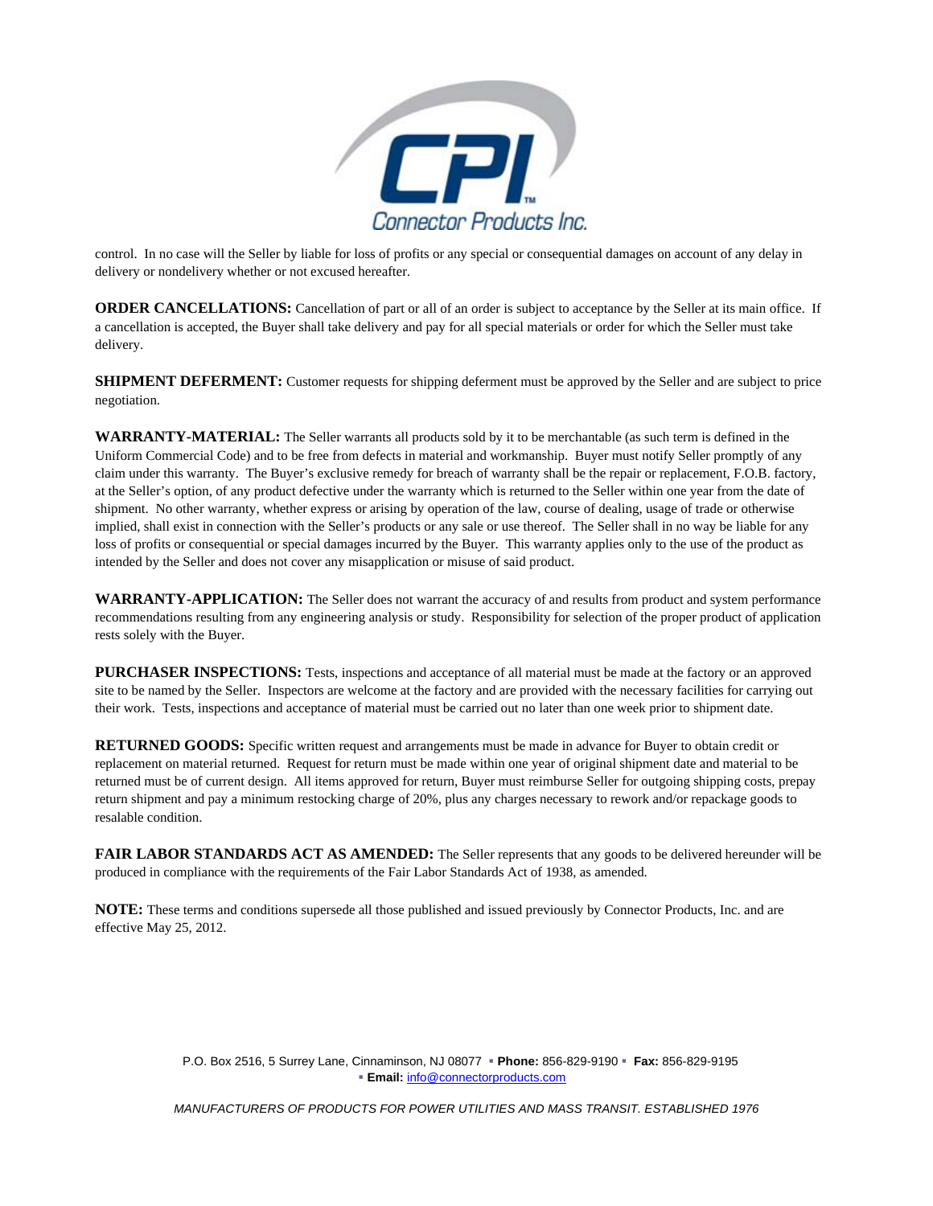control. In no case will the Seller by liable for loss of profits or any special or consequential damages on account of any delay in delivery or nondelivery whether or not excused hereafter.

**ORDER CANCELLATIONS:** Cancellation of part or all of an order is subject to acceptance by the Seller at its main office. If a cancellation is accepted, the Buyer shall take delivery and pay for all special materials or order for which the Seller must take delivery.

**SHIPMENT DEFERMENT:** Customer requests for shipping deferment must be approved by the Seller and are subject to price negotiation.

**WARRANTY-MATERIAL:** The Seller warrants all products sold by it to be merchantable (as such term is defined in the Uniform Commercial Code) and to be free from defects in material and workmanship. Buyer must notify Seller promptly of any claim under this warranty. The Buyer's exclusive remedy for breach of warranty shall be the repair or replacement, F.O.B. factory, at the Seller's option, of any product defective under the warranty which is returned to the Seller within one year from the date of shipment. No other warranty, whether express or arising by operation of the law, course of dealing, usage of trade or otherwise implied, shall exist in connection with the Seller's products or any sale or use thereof. The Seller shall in no way be liable for any loss of profits or consequential or special damages incurred by the Buyer. This warranty applies only to the use of the product as intended by the Seller and does not cover any misapplication or misuse of said product.

**WARRANTY-APPLICATION:** The Seller does not warrant the accuracy of and results from product and system performance recommendations resulting from any engineering analysis or study. Responsibility for selection of the proper product of application rests solely with the Buyer.

**PURCHASER INSPECTIONS:** Tests, inspections and acceptance of all material must be made at the factory or an approved site to be named by the Seller. Inspectors are welcome at the factory and are provided with the necessary facilities for carrying out their work. Tests, inspections and acceptance of material must be carried out no later than one week prior to shipment date.

**RETURNED GOODS:** Specific written request and arrangements must be made in advance for Buyer to obtain credit or replacement on material returned. Request for return must be made within one year of original shipment date and material to be returned must be of current design. All items approved for return, Buyer must reimburse Seller for outgoing shipping costs, prepay return shipment and pay a minimum restocking charge of 20%, plus any charges necessary to rework and/or repackage goods to resalable condition.

**FAIR LABOR STANDARDS ACT AS AMENDED:** The Seller represents that any goods to be delivered hereunder will be produced in compliance with the requirements of the Fair Labor Standards Act of 1938, as amended.

**NOTE:** These terms and conditions supersede all those published and issued previously by Connector Products, Inc. and are effective May 25, 2012.